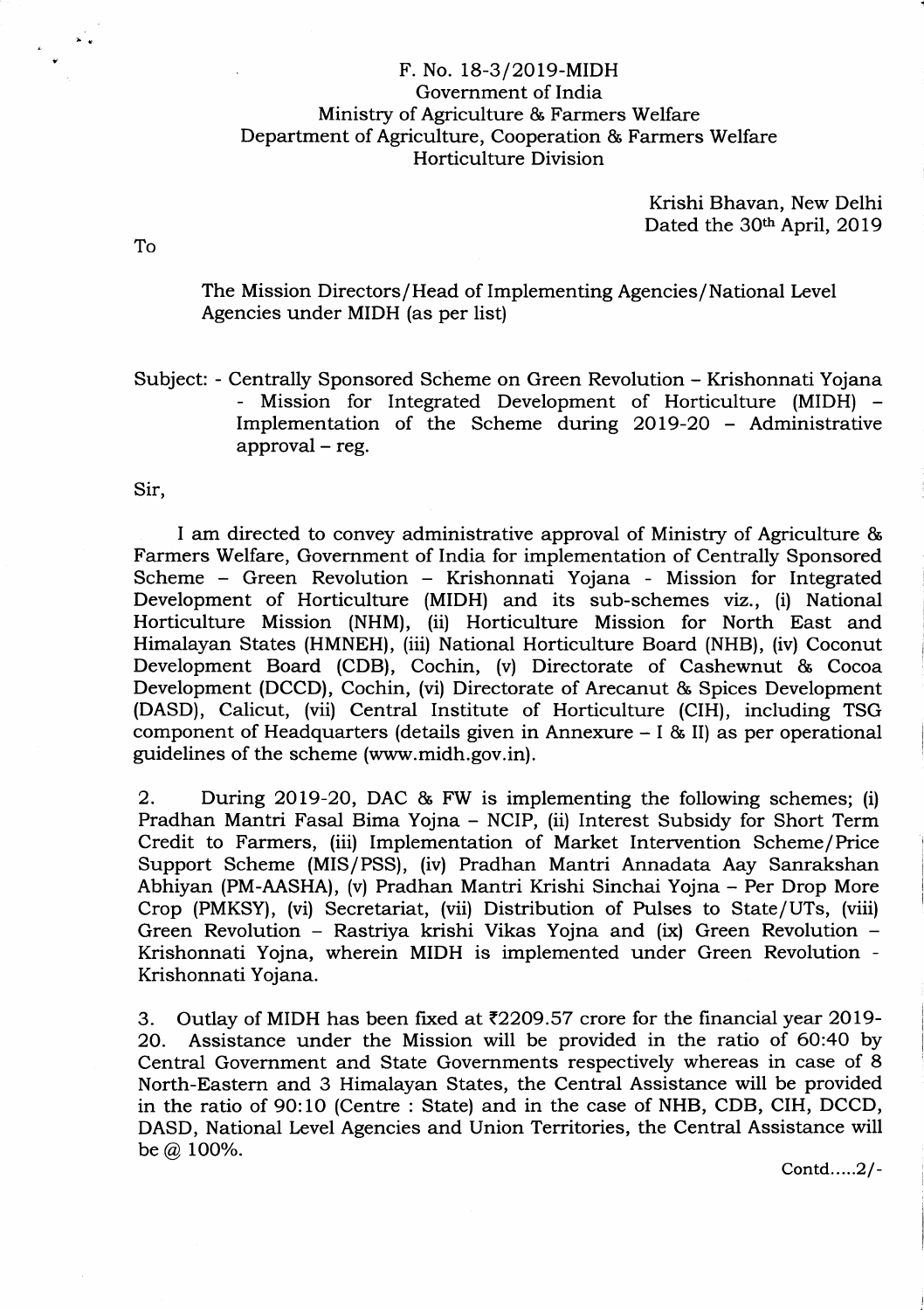F. No. 18-3/2019-MIDH
Government of India
Ministry of Agriculture & Farmers Welfare
Department of Agriculture, Cooperation & Farmers Welfare
Horticulture Division

Krishi Bhavan, New Delhi
Dated the 30th April, 2019

To

The Mission Directors/Head of Implementing Agencies/National Level Agencies under MIDH (as per list)

Subject: - Centrally Sponsored Scheme on Green Revolution – Krishonnati Yojana - Mission for Integrated Development of Horticulture (MIDH) – Implementation of the Scheme during 2019-20 – Administrative approval – reg.

Sir,

I am directed to convey administrative approval of Ministry of Agriculture & Farmers Welfare, Government of India for implementation of Centrally Sponsored Scheme – Green Revolution – Krishonnati Yojana - Mission for Integrated Development of Horticulture (MIDH) and its sub-schemes viz., (i) National Horticulture Mission (NHM), (ii) Horticulture Mission for North East and Himalayan States (HMNEH), (iii) National Horticulture Board (NHB), (iv) Coconut Development Board (CDB), Cochin, (v) Directorate of Cashewnut & Cocoa Development (DCCD), Cochin, (vi) Directorate of Arecanut & Spices Development (DASD), Calicut, (vii) Central Institute of Horticulture (CIH), including TSG component of Headquarters (details given in Annexure – I & II) as per operational guidelines of the scheme (www.midh.gov.in).

2. During 2019-20, DAC & FW is implementing the following schemes; (i) Pradhan Mantri Fasal Bima Yojna – NCIP, (ii) Interest Subsidy for Short Term Credit to Farmers, (iii) Implementation of Market Intervention Scheme/Price Support Scheme (MIS/PSS), (iv) Pradhan Mantri Annadata Aay Sanrakshan Abhiyan (PM-AASHA), (v) Pradhan Mantri Krishi Sinchai Yojna – Per Drop More Crop (PMKSY), (vi) Secretariat, (vii) Distribution of Pulses to State/UTs, (viii) Green Revolution – Rastriya krishi Vikas Yojna and (ix) Green Revolution – Krishonnati Yojna, wherein MIDH is implemented under Green Revolution - Krishonnati Yojana.

3. Outlay of MIDH has been fixed at ₹2209.57 crore for the financial year 2019-20. Assistance under the Mission will be provided in the ratio of 60:40 by Central Government and State Governments respectively whereas in case of 8 North-Eastern and 3 Himalayan States, the Central Assistance will be provided in the ratio of 90:10 (Centre : State) and in the case of NHB, CDB, CIH, DCCD, DASD, National Level Agencies and Union Territories, the Central Assistance will be @ 100%.

Contd.....2/-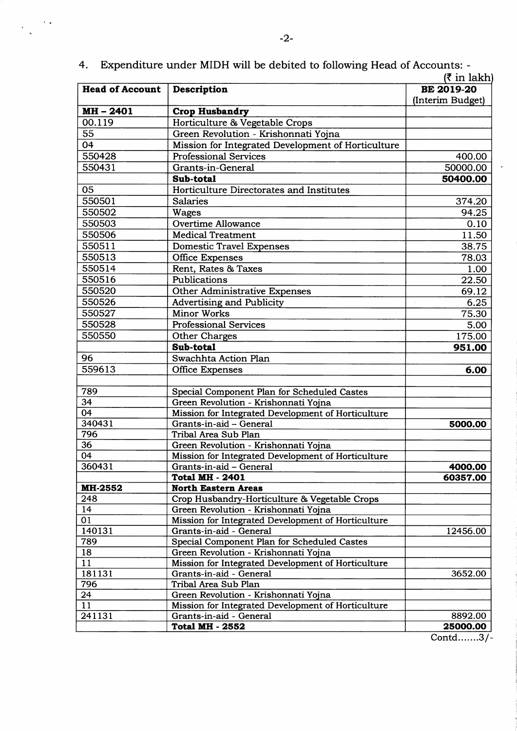4. Expenditure under MIDH will be debited to following Head of Accounts: -

(₹ in lakh)

| Head of Account | Description | BE 2019-20 (Interim Budget) |
|---|---|---|
| **MH – 2401** | **Crop Husbandry** | |
| 00.119 | Horticulture & Vegetable Crops | |
| 55 | Green Revolution - Krishonnati Yojna | |
| 04 | Mission for Integrated Development of Horticulture | |
| 550428 | Professional Services | 400.00 |
| 550431 | Grants-in-General | 50000.00 |
| | **Sub-total** | **50400.00** |
| 05 | Horticulture Directorates and Institutes | |
| 550501 | Salaries | 374.20 |
| 550502 | Wages | 94.25 |
| 550503 | Overtime Allowance | 0.10 |
| 550506 | Medical Treatment | 11.50 |
| 550511 | Domestic Travel Expenses | 38.75 |
| 550513 | Office Expenses | 78.03 |
| 550514 | Rent, Rates & Taxes | 1.00 |
| 550516 | Publications | 22.50 |
| 550520 | Other Administrative Expenses | 69.12 |
| 550526 | Advertising and Publicity | 6.25 |
| 550527 | Minor Works | 75.30 |
| 550528 | Professional Services | 5.00 |
| 550550 | Other Charges | 175.00 |
| | **Sub-total** | **951.00** |
| 96 | Swachhta Action Plan | |
| 559613 | Office Expenses | **6.00** |
| | | |
| 789 | Special Component Plan for Scheduled Castes | |
| 34 | Green Revolution - Krishonnati Yojna | |
| 04 | Mission for Integrated Development of Horticulture | |
| 340431 | Grants-in-aid – General | **5000.00** |
| 796 | Tribal Area Sub Plan | |
| 36 | Green Revolution - Krishonnati Yojna | |
| 04 | Mission for Integrated Development of Horticulture | |
| 360431 | Grants-in-aid – General | **4000.00** |
| | **Total MH - 2401** | **60357.00** |
| **MH-2552** | **North Eastern Areas** | |
| 248 | Crop Husbandry-Horticulture & Vegetable Crops | |
| 14 | Green Revolution - Krishonnati Yojna | |
| 01 | Mission for Integrated Development of Horticulture | |
| 140131 | Grants-in-aid - General | 12456.00 |
| 789 | Special Component Plan for Scheduled Castes | |
| 18 | Green Revolution - Krishonnati Yojna | |
| 11 | Mission for Integrated Development of Horticulture | |
| 181131 | Grants-in-aid - General | 3652.00 |
| 796 | Tribal Area Sub Plan | |
| 24 | Green Revolution - Krishonnati Yojna | |
| 11 | Mission for Integrated Development of Horticulture | |
| 241131 | Grants-in-aid - General | 8892.00 |
| | **Total MH - 2552** | **25000.00** |

Contd.......3/-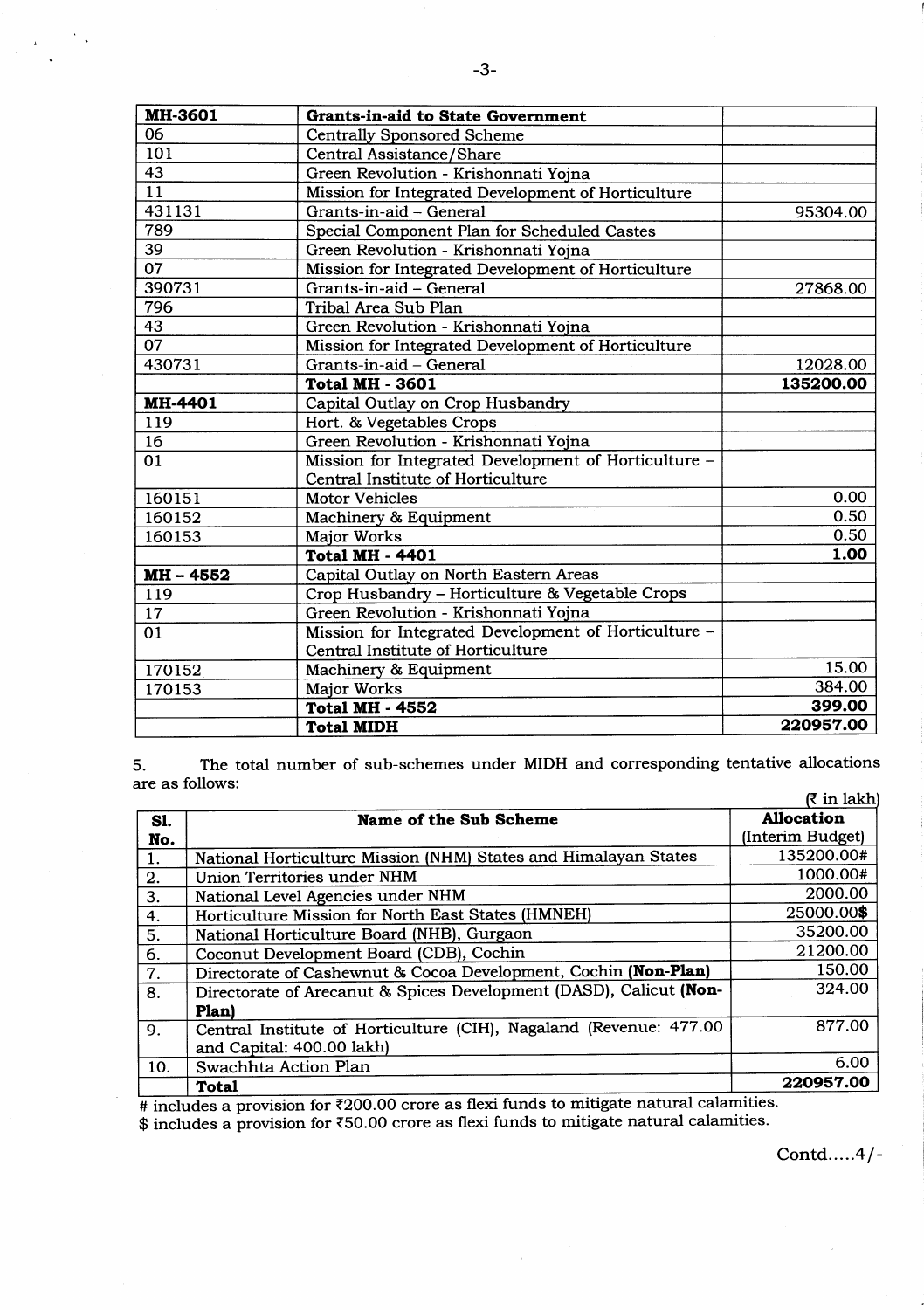| MH-3601 | Grants-in-aid to State Government | |
|---|---|---|
| 06 | Centrally Sponsored Scheme | |
| 101 | Central Assistance/Share | |
| 43 | Green Revolution - Krishonnati Yojna | |
| 11 | Mission for Integrated Development of Horticulture | |
| 431131 | Grants-in-aid – General | 95304.00 |
| 789 | Special Component Plan for Scheduled Castes | |
| 39 | Green Revolution - Krishonnati Yojna | |
| 07 | Mission for Integrated Development of Horticulture | |
| 390731 | Grants-in-aid – General | 27868.00 |
| 796 | Tribal Area Sub Plan | |
| 43 | Green Revolution - Krishonnati Yojna | |
| 07 | Mission for Integrated Development of Horticulture | |
| 430731 | Grants-in-aid – General | 12028.00 |
| | **Total MH - 3601** | **135200.00** |
| **MH-4401** | Capital Outlay on Crop Husbandry | |
| 119 | Hort. & Vegetables Crops | |
| 16 | Green Revolution - Krishonnati Yojna | |
| 01 | Mission for Integrated Development of Horticulture – Central Institute of Horticulture | |
| 160151 | Motor Vehicles | 0.00 |
| 160152 | Machinery & Equipment | 0.50 |
| 160153 | Major Works | 0.50 |
| | **Total MH - 4401** | **1.00** |
| **MH – 4552** | Capital Outlay on North Eastern Areas | |
| 119 | Crop Husbandry – Horticulture & Vegetable Crops | |
| 17 | Green Revolution - Krishonnati Yojna | |
| 01 | Mission for Integrated Development of Horticulture – Central Institute of Horticulture | |
| 170152 | Machinery & Equipment | 15.00 |
| 170153 | Major Works | 384.00 |
| | **Total MH - 4552** | **399.00** |
| | **Total MIDH** | **220957.00** |

5. The total number of sub-schemes under MIDH and corresponding tentative allocations are as follows:

(₹ in lakh)

| Sl. No. | Name of the Sub Scheme | Allocation (Interim Budget) |
|---|---|---|
| 1. | National Horticulture Mission (NHM) States and Himalayan States | 135200.00# |
| 2. | Union Territories under NHM | 1000.00# |
| 3. | National Level Agencies under NHM | 2000.00 |
| 4. | Horticulture Mission for North East States (HMNEH) | 25000.00$ |
| 5. | National Horticulture Board (NHB), Gurgaon | 35200.00 |
| 6. | Coconut Development Board (CDB), Cochin | 21200.00 |
| 7. | Directorate of Cashewnut & Cocoa Development, Cochin **(Non-Plan)** | 150.00 |
| 8. | Directorate of Arecanut & Spices Development (DASD), Calicut **(Non-Plan)** | 324.00 |
| 9. | Central Institute of Horticulture (CIH), Nagaland (Revenue: 477.00 and Capital: 400.00 lakh) | 877.00 |
| 10. | Swachhta Action Plan | 6.00 |
| | **Total** | **220957.00** |

# includes a provision for ₹200.00 crore as flexi funds to mitigate natural calamities.

$ includes a provision for ₹50.00 crore as flexi funds to mitigate natural calamities.

Contd.....4/-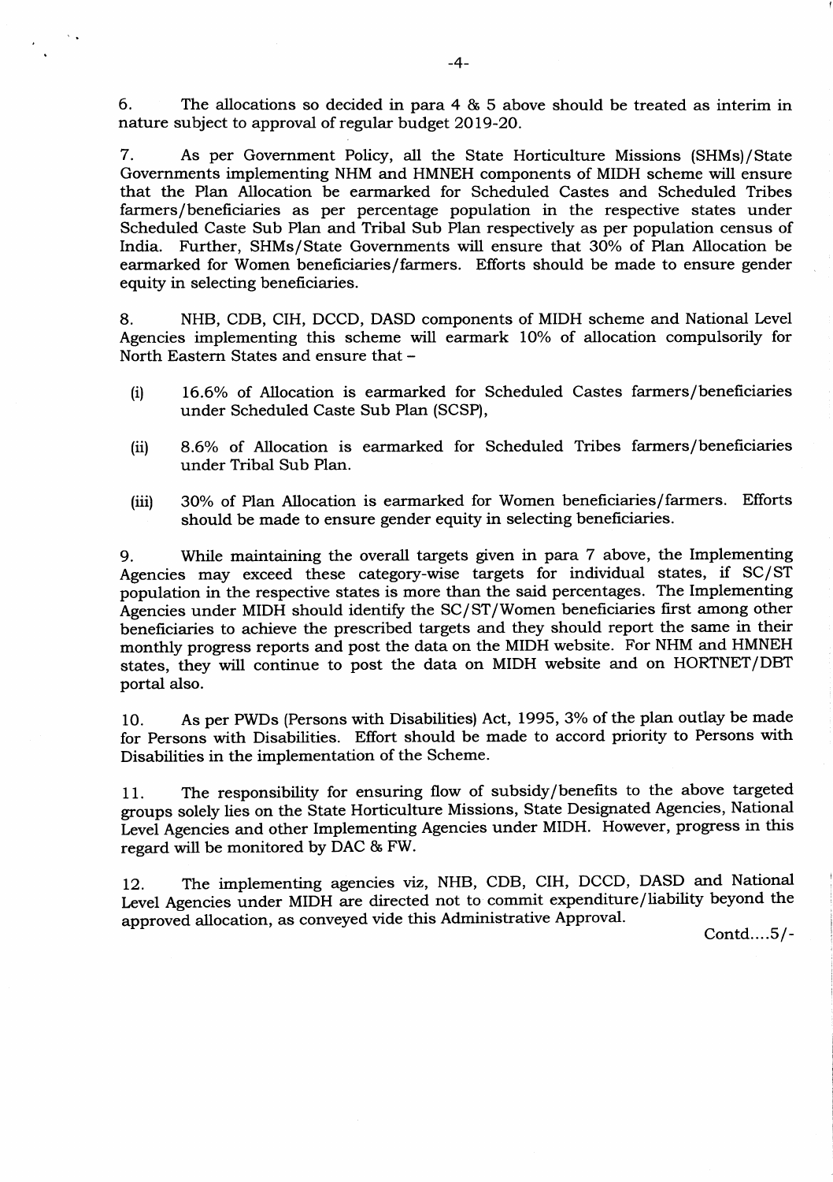6. The allocations so decided in para 4 & 5 above should be treated as interim in nature subject to approval of regular budget 2019-20.

7. As per Government Policy, all the State Horticulture Missions (SHMs)/State Governments implementing NHM and HMNEH components of MIDH scheme will ensure that the Plan Allocation be earmarked for Scheduled Castes and Scheduled Tribes farmers/beneficiaries as per percentage population in the respective states under Scheduled Caste Sub Plan and Tribal Sub Plan respectively as per population census of India. Further, SHMs/State Governments will ensure that 30% of Plan Allocation be earmarked for Women beneficiaries/farmers. Efforts should be made to ensure gender equity in selecting beneficiaries.

8. NHB, CDB, CIH, DCCD, DASD components of MIDH scheme and National Level Agencies implementing this scheme will earmark 10% of allocation compulsorily for North Eastern States and ensure that –

(i) 16.6% of Allocation is earmarked for Scheduled Castes farmers/beneficiaries under Scheduled Caste Sub Plan (SCSP),

(ii) 8.6% of Allocation is earmarked for Scheduled Tribes farmers/beneficiaries under Tribal Sub Plan.

(iii) 30% of Plan Allocation is earmarked for Women beneficiaries/farmers. Efforts should be made to ensure gender equity in selecting beneficiaries.

9. While maintaining the overall targets given in para 7 above, the Implementing Agencies may exceed these category-wise targets for individual states, if SC/ST population in the respective states is more than the said percentages. The Implementing Agencies under MIDH should identify the SC/ST/Women beneficiaries first among other beneficiaries to achieve the prescribed targets and they should report the same in their monthly progress reports and post the data on the MIDH website. For NHM and HMNEH states, they will continue to post the data on MIDH website and on HORTNET/DBT portal also.

10. As per PWDs (Persons with Disabilities) Act, 1995, 3% of the plan outlay be made for Persons with Disabilities. Effort should be made to accord priority to Persons with Disabilities in the implementation of the Scheme.

11. The responsibility for ensuring flow of subsidy/benefits to the above targeted groups solely lies on the State Horticulture Missions, State Designated Agencies, National Level Agencies and other Implementing Agencies under MIDH. However, progress in this regard will be monitored by DAC & FW.

12. The implementing agencies viz, NHB, CDB, CIH, DCCD, DASD and National Level Agencies under MIDH are directed not to commit expenditure/liability beyond the approved allocation, as conveyed vide this Administrative Approval.

Contd....5/-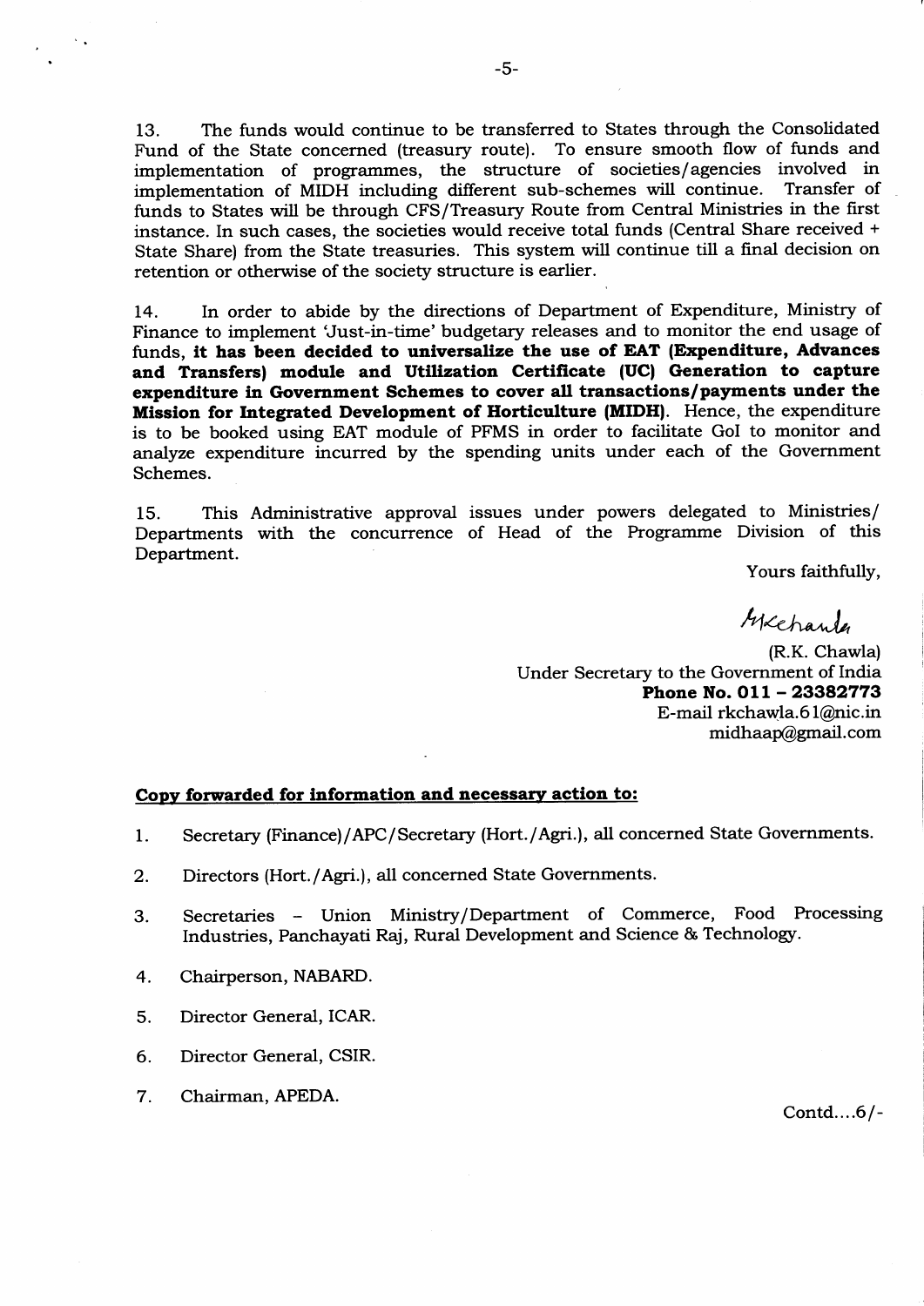13. The funds would continue to be transferred to States through the Consolidated Fund of the State concerned (treasury route). To ensure smooth flow of funds and implementation of programmes, the structure of societies/agencies involved in implementation of MIDH including different sub-schemes will continue. Transfer of funds to States will be through CFS/Treasury Route from Central Ministries in the first instance. In such cases, the societies would receive total funds (Central Share received + State Share) from the State treasuries. This system will continue till a final decision on retention or otherwise of the society structure is earlier.

14. In order to abide by the directions of Department of Expenditure, Ministry of Finance to implement 'Just-in-time' budgetary releases and to monitor the end usage of funds, **it has been decided to universalize the use of EAT (Expenditure, Advances and Transfers) module and Utilization Certificate (UC) Generation to capture expenditure in Government Schemes to cover all transactions/payments under the Mission for Integrated Development of Horticulture (MIDH)**. Hence, the expenditure is to be booked using EAT module of PFMS in order to facilitate GoI to monitor and analyze expenditure incurred by the spending units under each of the Government Schemes.

15. This Administrative approval issues under powers delegated to Ministries/ Departments with the concurrence of Head of the Programme Division of this Department.

Yours faithfully,

(R.K. Chawla)
Under Secretary to the Government of India
**Phone No. 011 – 23382773**
E-mail rkchawla.61@nic.in
midhaap@gmail.com

**Copy forwarded for information and necessary action to:**

1. Secretary (Finance)/APC/Secretary (Hort./Agri.), all concerned State Governments.
2. Directors (Hort./Agri.), all concerned State Governments.
3. Secretaries – Union Ministry/Department of Commerce, Food Processing Industries, Panchayati Raj, Rural Development and Science & Technology.
4. Chairperson, NABARD.
5. Director General, ICAR.
6. Director General, CSIR.
7. Chairman, APEDA.

Contd....6/-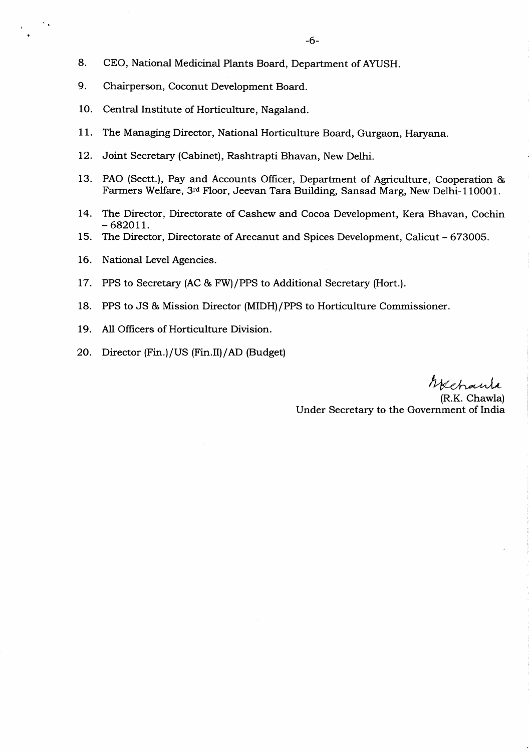8. CEO, National Medicinal Plants Board, Department of AYUSH.
9. Chairperson, Coconut Development Board.
10. Central Institute of Horticulture, Nagaland.
11. The Managing Director, National Horticulture Board, Gurgaon, Haryana.
12. Joint Secretary (Cabinet), Rashtrapti Bhavan, New Delhi.
13. PAO (Sectt.), Pay and Accounts Officer, Department of Agriculture, Cooperation & Farmers Welfare, 3rd Floor, Jeevan Tara Building, Sansad Marg, New Delhi-110001.
14. The Director, Directorate of Cashew and Cocoa Development, Kera Bhavan, Cochin – 682011.
15. The Director, Directorate of Arecanut and Spices Development, Calicut – 673005.
16. National Level Agencies.
17. PPS to Secretary (AC & FW)/PPS to Additional Secretary (Hort.).
18. PPS to JS & Mission Director (MIDH)/PPS to Horticulture Commissioner.
19. All Officers of Horticulture Division.
20. Director (Fin.)/US (Fin.II)/AD (Budget)

(R.K. Chawla)
Under Secretary to the Government of India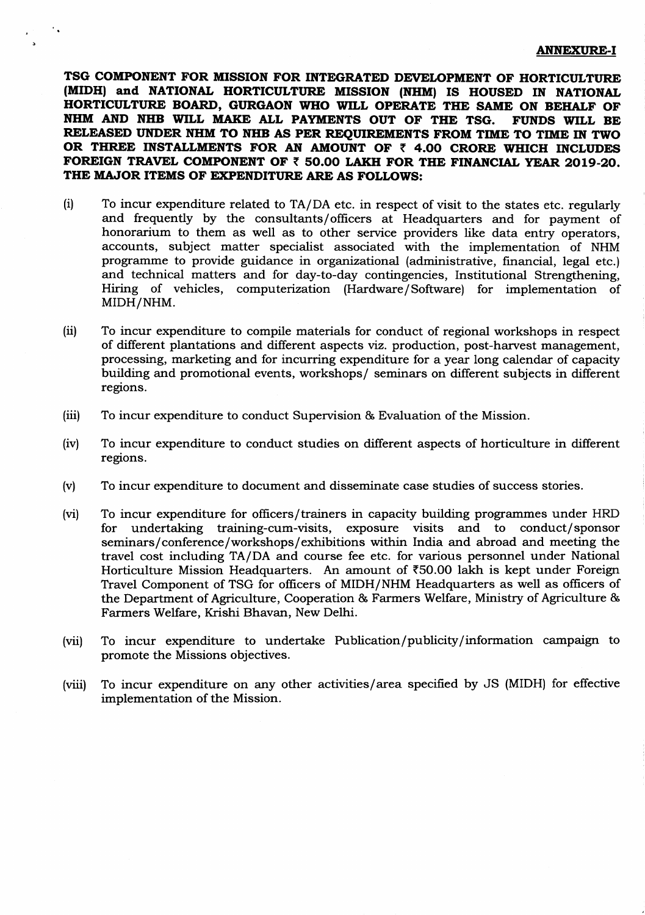**ANNEXURE-I**

**TSG COMPONENT FOR MISSION FOR INTEGRATED DEVELOPMENT OF HORTICULTURE (MIDH) and NATIONAL HORTICULTURE MISSION (NHM) IS HOUSED IN NATIONAL HORTICULTURE BOARD, GURGAON WHO WILL OPERATE THE SAME ON BEHALF OF NHM AND NHB WILL MAKE ALL PAYMENTS OUT OF THE TSG. FUNDS WILL BE RELEASED UNDER NHM TO NHB AS PER REQUIREMENTS FROM TIME TO TIME IN TWO OR THREE INSTALLMENTS FOR AN AMOUNT OF ₹ 4.00 CRORE WHICH INCLUDES FOREIGN TRAVEL COMPONENT OF ₹ 50.00 LAKH FOR THE FINANCIAL YEAR 2019-20. THE MAJOR ITEMS OF EXPENDITURE ARE AS FOLLOWS:**

(i) To incur expenditure related to TA/DA etc. in respect of visit to the states etc. regularly and frequently by the consultants/officers at Headquarters and for payment of honorarium to them as well as to other service providers like data entry operators, accounts, subject matter specialist associated with the implementation of NHM programme to provide guidance in organizational (administrative, financial, legal etc.) and technical matters and for day-to-day contingencies, Institutional Strengthening, Hiring of vehicles, computerization (Hardware/Software) for implementation of MIDH/NHM.

(ii) To incur expenditure to compile materials for conduct of regional workshops in respect of different plantations and different aspects viz. production, post-harvest management, processing, marketing and for incurring expenditure for a year long calendar of capacity building and promotional events, workshops/ seminars on different subjects in different regions.

(iii) To incur expenditure to conduct Supervision & Evaluation of the Mission.

(iv) To incur expenditure to conduct studies on different aspects of horticulture in different regions.

(v) To incur expenditure to document and disseminate case studies of success stories.

(vi) To incur expenditure for officers/trainers in capacity building programmes under HRD for undertaking training-cum-visits, exposure visits and to conduct/sponsor seminars/conference/workshops/exhibitions within India and abroad and meeting the travel cost including TA/DA and course fee etc. for various personnel under National Horticulture Mission Headquarters. An amount of ₹50.00 lakh is kept under Foreign Travel Component of TSG for officers of MIDH/NHM Headquarters as well as officers of the Department of Agriculture, Cooperation & Farmers Welfare, Ministry of Agriculture & Farmers Welfare, Krishi Bhavan, New Delhi.

(vii) To incur expenditure to undertake Publication/publicity/information campaign to promote the Missions objectives.

(viii) To incur expenditure on any other activities/area specified by JS (MIDH) for effective implementation of the Mission.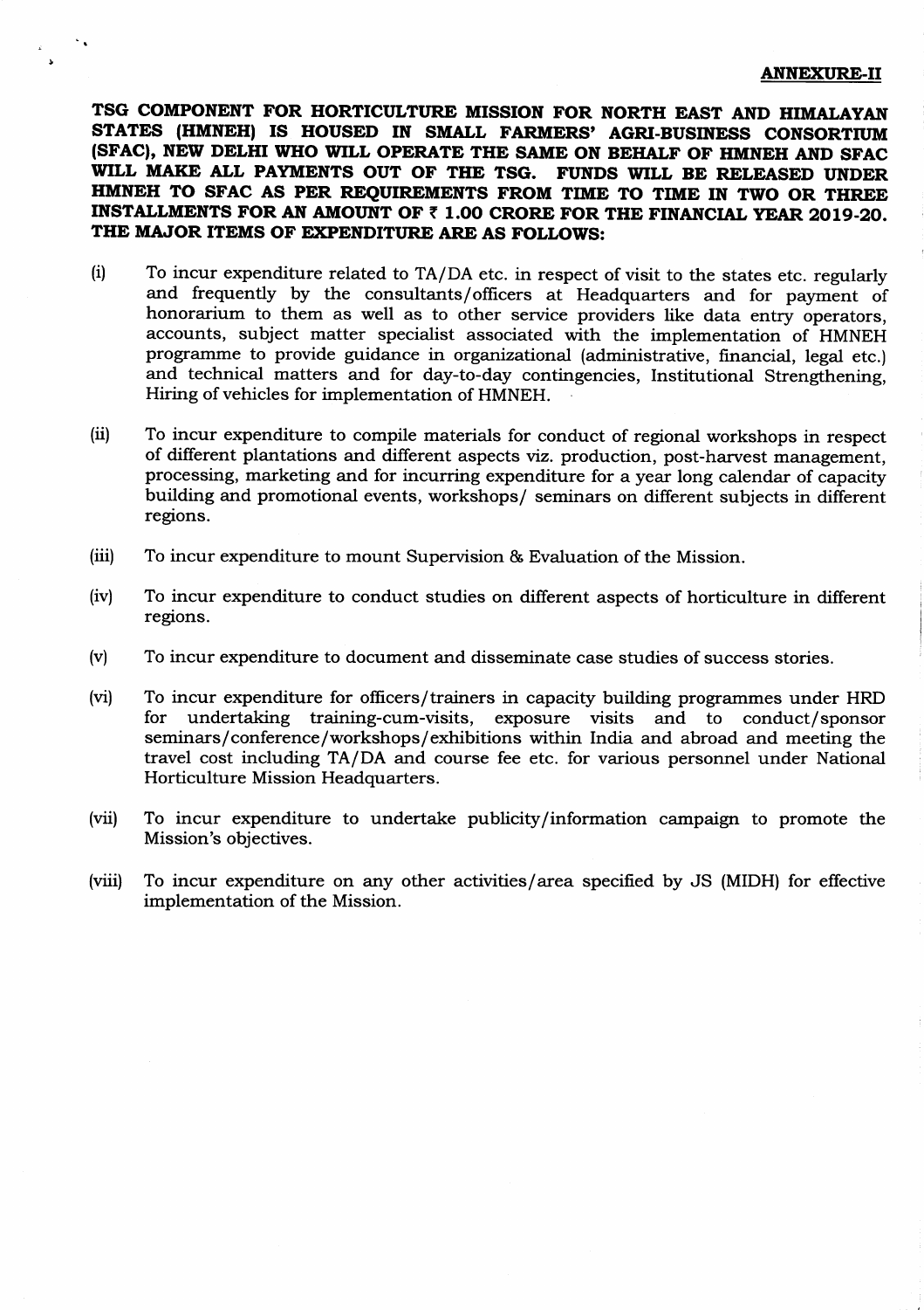**ANNEXURE-II**

**TSG COMPONENT FOR HORTICULTURE MISSION FOR NORTH EAST AND HIMALAYAN STATES (HMNEH) IS HOUSED IN SMALL FARMERS' AGRI-BUSINESS CONSORTIUM (SFAC), NEW DELHI WHO WILL OPERATE THE SAME ON BEHALF OF HMNEH AND SFAC WILL MAKE ALL PAYMENTS OUT OF THE TSG. FUNDS WILL BE RELEASED UNDER HMNEH TO SFAC AS PER REQUIREMENTS FROM TIME TO TIME IN TWO OR THREE INSTALLMENTS FOR AN AMOUNT OF ₹ 1.00 CRORE FOR THE FINANCIAL YEAR 2019-20. THE MAJOR ITEMS OF EXPENDITURE ARE AS FOLLOWS:**

(i) To incur expenditure related to TA/DA etc. in respect of visit to the states etc. regularly and frequently by the consultants/officers at Headquarters and for payment of honorarium to them as well as to other service providers like data entry operators, accounts, subject matter specialist associated with the implementation of HMNEH programme to provide guidance in organizational (administrative, financial, legal etc.) and technical matters and for day-to-day contingencies, Institutional Strengthening, Hiring of vehicles for implementation of HMNEH.

(ii) To incur expenditure to compile materials for conduct of regional workshops in respect of different plantations and different aspects viz. production, post-harvest management, processing, marketing and for incurring expenditure for a year long calendar of capacity building and promotional events, workshops/ seminars on different subjects in different regions.

(iii) To incur expenditure to mount Supervision & Evaluation of the Mission.

(iv) To incur expenditure to conduct studies on different aspects of horticulture in different regions.

(v) To incur expenditure to document and disseminate case studies of success stories.

(vi) To incur expenditure for officers/trainers in capacity building programmes under HRD for undertaking training-cum-visits, exposure visits and to conduct/sponsor seminars/conference/workshops/exhibitions within India and abroad and meeting the travel cost including TA/DA and course fee etc. for various personnel under National Horticulture Mission Headquarters.

(vii) To incur expenditure to undertake publicity/information campaign to promote the Mission's objectives.

(viii) To incur expenditure on any other activities/area specified by JS (MIDH) for effective implementation of the Mission.